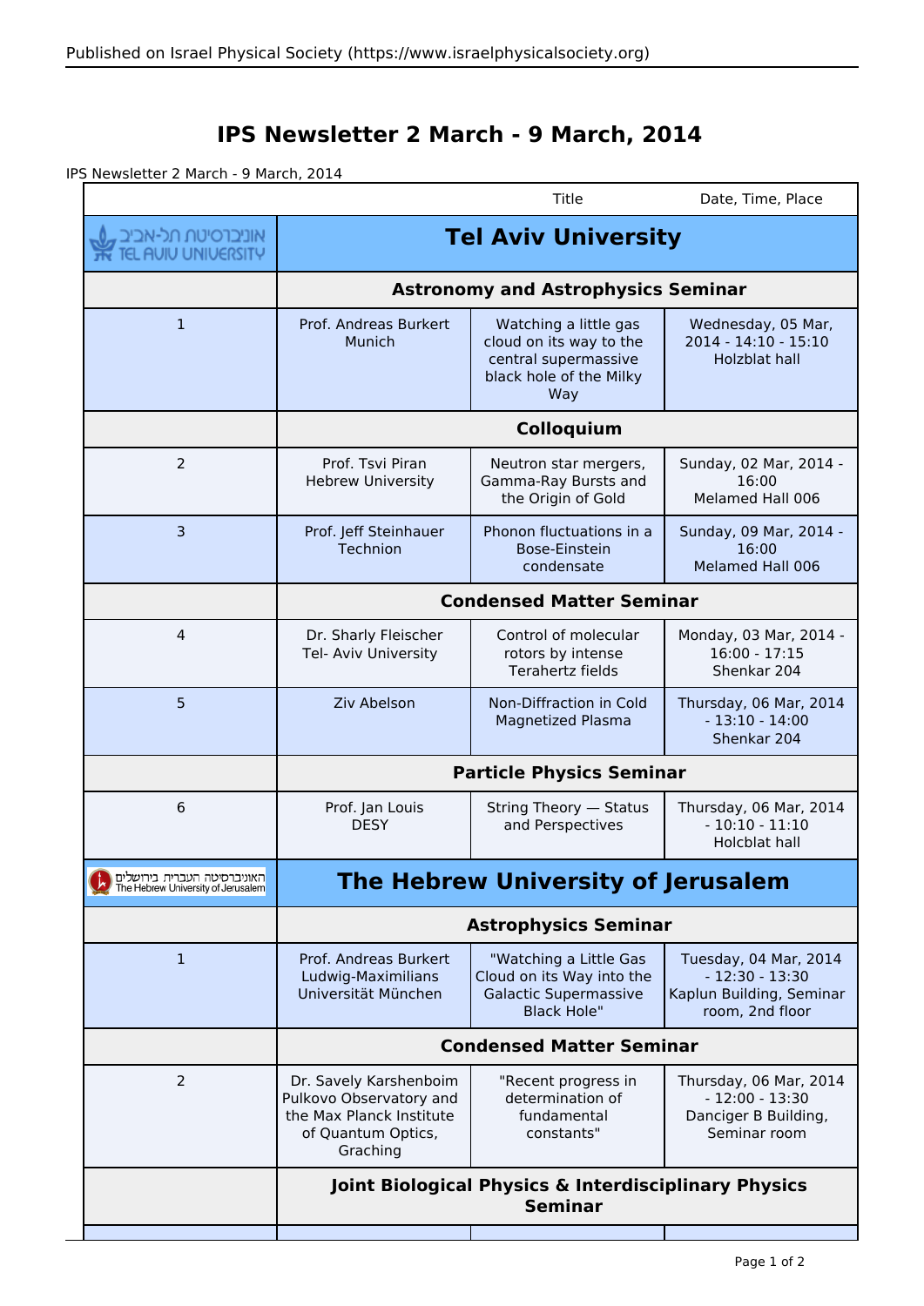# IPS Newsletter 2 March - 9 March, 2014

IPS Newsletter 2 March - 9 March, 2014

| | | Title | Date, Time, Place |
|---|---|---|---|
| אוניברסיטת תל-אביב TEL AVIV UNIVERSITY | **Tel Aviv University** | | |
| | **Astronomy and Astrophysics Seminar** | | |
| 1 | Prof. Andreas Burkert Munich | Watching a little gas cloud on its way to the central supermassive black hole of the Milky Way | Wednesday, 05 Mar, 2014 - 14:10 - 15:10 Holzblat hall |
| | **Colloquium** | | |
| 2 | Prof. Tsvi Piran Hebrew University | Neutron star mergers, Gamma-Ray Bursts and the Origin of Gold | Sunday, 02 Mar, 2014 - 16:00 Melamed Hall 006 |
| 3 | Prof. Jeff Steinhauer Technion | Phonon fluctuations in a Bose-Einstein condensate | Sunday, 09 Mar, 2014 - 16:00 Melamed Hall 006 |
| | **Condensed Matter Seminar** | | |
| 4 | Dr. Sharly Fleischer Tel- Aviv University | Control of molecular rotors by intense Terahertz fields | Monday, 03 Mar, 2014 - 16:00 - 17:15 Shenkar 204 |
| 5 | Ziv Abelson | Non-Diffraction in Cold Magnetized Plasma | Thursday, 06 Mar, 2014 - 13:10 - 14:00 Shenkar 204 |
| | **Particle Physics Seminar** | | |
| 6 | Prof. Jan Louis DESY | String Theory — Status and Perspectives | Thursday, 06 Mar, 2014 - 10:10 - 11:10 Holcblat hall |
| האוניברסיטה העברית בירושלים The Hebrew University of Jerusalem | **The Hebrew University of Jerusalem** | | |
| | **Astrophysics Seminar** | | |
| 1 | Prof. Andreas Burkert Ludwig-Maximilians Universität München | "Watching a Little Gas Cloud on its Way into the Galactic Supermassive Black Hole" | Tuesday, 04 Mar, 2014 - 12:30 - 13:30 Kaplun Building, Seminar room, 2nd floor |
| | **Condensed Matter Seminar** | | |
| 2 | Dr. Savely Karshenboim Pulkovo Observatory and the Max Planck Institute of Quantum Optics, Graching | "Recent progress in determination of fundamental constants" | Thursday, 06 Mar, 2014 - 12:00 - 13:30 Danciger B Building, Seminar room |
| | **Joint Biological Physics & Interdisciplinary Physics Seminar** | | |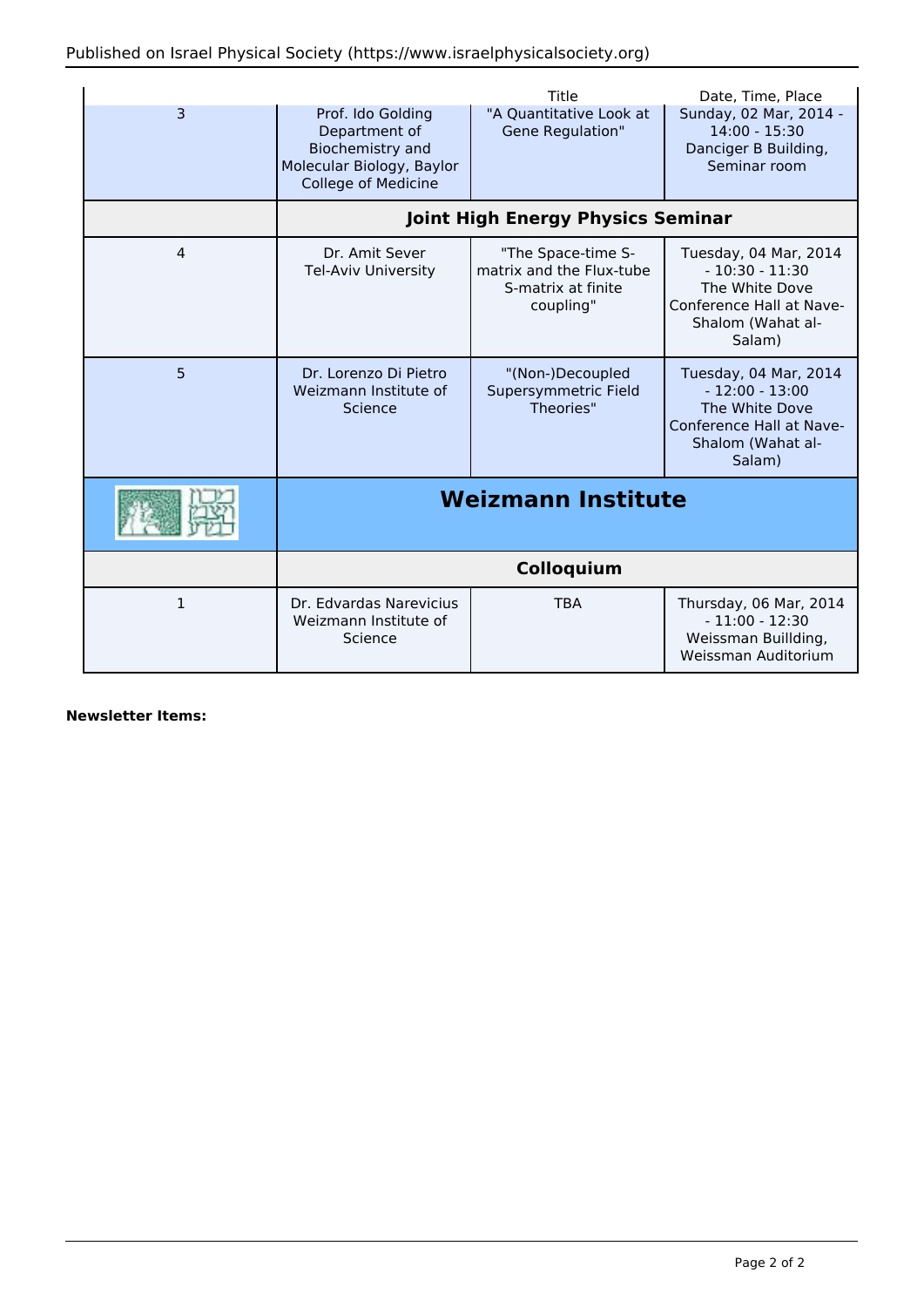| | | Title | Date, Time, Place |
|---|---|---|---|
| 3 | Prof. Ido Golding Department of Biochemistry and Molecular Biology, Baylor College of Medicine | "A Quantitative Look at Gene Regulation" | Sunday, 02 Mar, 2014 - 14:00 - 15:30 Danciger B Building, Seminar room |
| | **Joint High Energy Physics Seminar** | | |
| 4 | Dr. Amit Sever Tel-Aviv University | "The Space-time S-matrix and the Flux-tube S-matrix at finite coupling" | Tuesday, 04 Mar, 2014 - 10:30 - 11:30 The White Dove Conference Hall at Nave-Shalom (Wahat al-Salam) |
| 5 | Dr. Lorenzo Di Pietro Weizmann Institute of Science | "(Non-)Decoupled Supersymmetric Field Theories" | Tuesday, 04 Mar, 2014 - 12:00 - 13:00 The White Dove Conference Hall at Nave-Shalom (Wahat al-Salam) |
| | **Weizmann Institute** | | |
| | **Colloquium** | | |
| 1 | Dr. Edvardas Narevicius Weizmann Institute of Science | TBA | Thursday, 06 Mar, 2014 - 11:00 - 12:30 Weissman Buillding, Weissman Auditorium |

**Newsletter Items:**